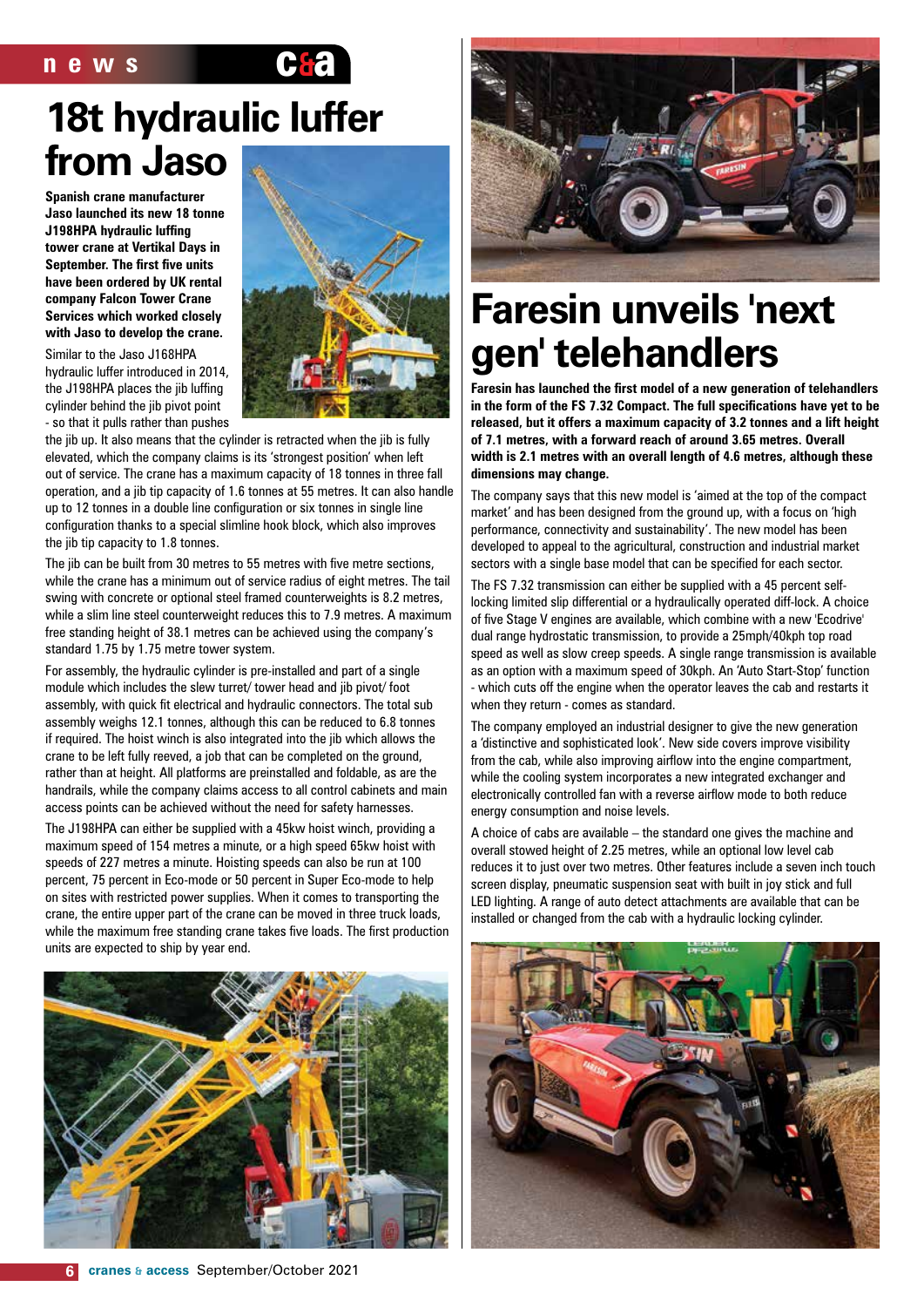# 18t hydraulic luffer from Jaso

**Spanish crane manufacturer Jaso launched its new 18 tonne J198HPA hydraulic luffing tower crane at Vertikal Days in September. The first five units have been ordered by UK rental company Falcon Tower Crane Services which worked closely with Jaso to develop the crane.**

Similar to the Jaso J168HPA hydraulic luffer introduced in 2014, the J198HPA places the jib luffing cylinder behind the jib pivot point - so that it pulls rather than pushes the jib up. It also means that the cylinder is retracted when the jib is fully elevated, which the company claims is its 'strongest position' when left out of service. The crane has a maximum capacity of 18 tonnes in three fall operation, and a jib tip capacity of 1.6 tonnes at 55 metres. It can also handle up to 12 tonnes in a double line configuration or six tonnes in single line configuration thanks to a special slimline hook block, which also improves the jib tip capacity to 1.8 tonnes.

The jib can be built from 30 metres to 55 metres with five metre sections, while the crane has a minimum out of service radius of eight metres. The tail swing with concrete or optional steel framed counterweights is 8.2 metres, while a slim line steel counterweight reduces this to 7.9 metres. A maximum free standing height of 38.1 metres can be achieved using the company's standard 1.75 by 1.75 metre tower system.

For assembly, the hydraulic cylinder is pre-installed and part of a single module which includes the slew turret/ tower head and jib pivot/ foot assembly, with quick fit electrical and hydraulic connectors. The total sub assembly weighs 12.1 tonnes, although this can be reduced to 6.8 tonnes if required. The hoist winch is also integrated into the jib which allows the crane to be left fully reeved, a job that can be completed on the ground, rather than at height. All platforms are preinstalled and foldable, as are the handrails, while the company claims access to all control cabinets and main access points can be achieved without the need for safety harnesses.

The J198HPA can either be supplied with a 45kw hoist winch, providing a maximum speed of 154 metres a minute, or a high speed 65kw hoist with speeds of 227 metres a minute. Hoisting speeds can also be run at 100 percent, 75 percent in Eco-mode or 50 percent in Super Eco-mode to help on sites with restricted power supplies. When it comes to transporting the crane, the entire upper part of the crane can be moved in three truck loads, while the maximum free standing crane takes five loads. The first production units are expected to ship by year end.

# Faresin unveils 'next gen' telehandlers

**Faresin has launched the first model of a new generation of telehandlers in the form of the FS 7.32 Compact. The full specifications have yet to be released, but it offers a maximum capacity of 3.2 tonnes and a lift height of 7.1 metres, with a forward reach of around 3.65 metres. Overall width is 2.1 metres with an overall length of 4.6 metres, although these dimensions may change.**

The company says that this new model is 'aimed at the top of the compact market' and has been designed from the ground up, with a focus on 'high performance, connectivity and sustainability'. The new model has been developed to appeal to the agricultural, construction and industrial market sectors with a single base model that can be specified for each sector.

The FS 7.32 transmission can either be supplied with a 45 percent self-locking limited slip differential or a hydraulically operated diff-lock. A choice of five Stage V engines are available, which combine with a new 'Ecodrive' dual range hydrostatic transmission, to provide a 25mph/40kph top road speed as well as slow creep speeds. A single range transmission is available as an option with a maximum speed of 30kph. An 'Auto Start-Stop' function - which cuts off the engine when the operator leaves the cab and restarts it when they return - comes as standard.

The company employed an industrial designer to give the new generation a 'distinctive and sophisticated look'. New side covers improve visibility from the cab, while also improving airflow into the engine compartment, while the cooling system incorporates a new integrated exchanger and electronically controlled fan with a reverse airflow mode to both reduce energy consumption and noise levels.

A choice of cabs are available – the standard one gives the machine and overall stowed height of 2.25 metres, while an optional low level cab reduces it to just over two metres. Other features include a seven inch touch screen display, pneumatic suspension seat with built in joy stick and full LED lighting. A range of auto detect attachments are available that can be installed or changed from the cab with a hydraulic locking cylinder.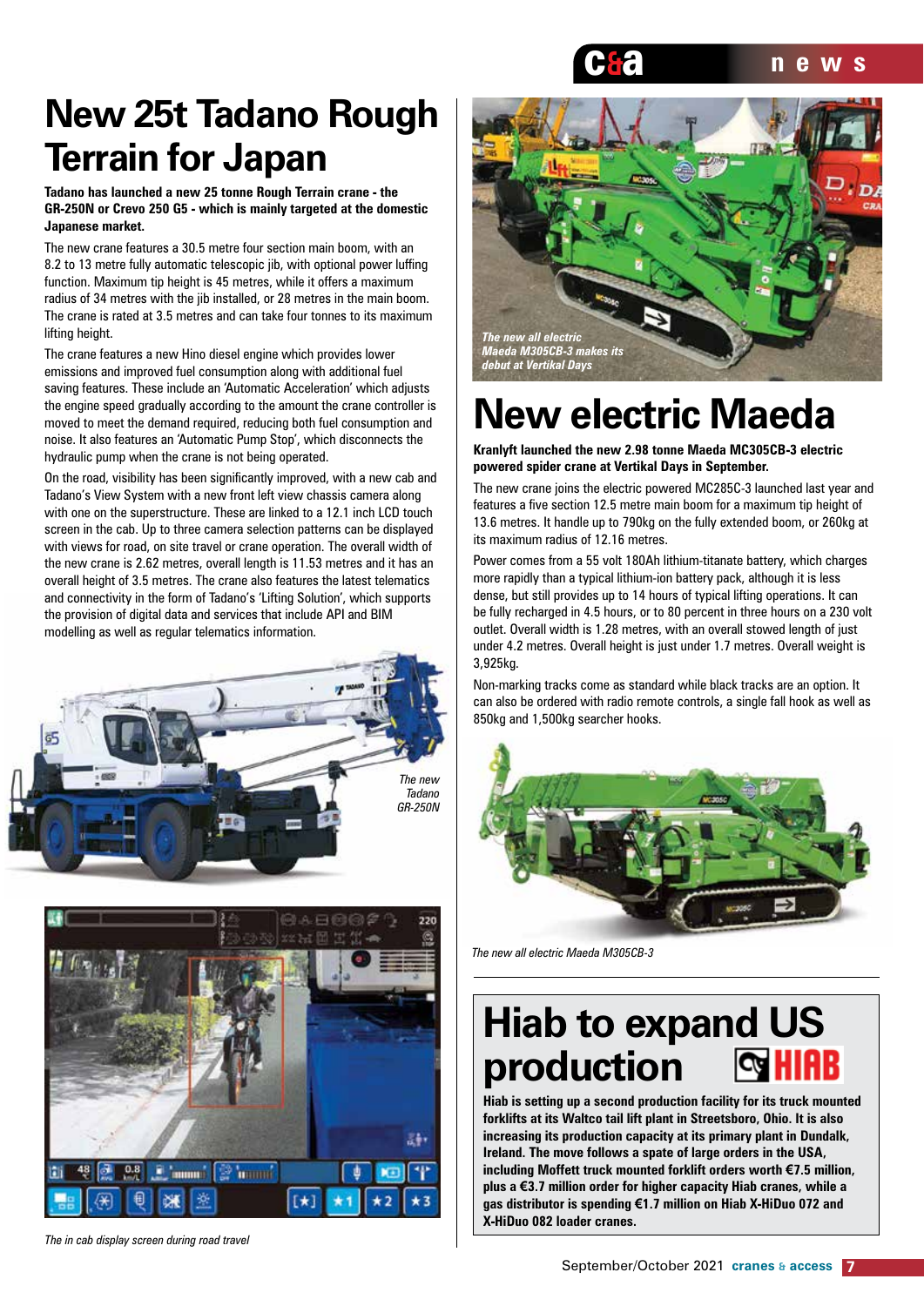# New 25t Tadano Rough Terrain for Japan

**Tadano has launched a new 25 tonne Rough Terrain crane - the GR-250N or Crevo 250 G5 - which is mainly targeted at the domestic Japanese market.**

The new crane features a 30.5 metre four section main boom, with an 8.2 to 13 metre fully automatic telescopic jib, with optional power luffing function. Maximum tip height is 45 metres, while it offers a maximum radius of 34 metres with the jib installed, or 28 metres in the main boom. The crane is rated at 3.5 metres and can take four tonnes to its maximum lifting height.

The crane features a new Hino diesel engine which provides lower emissions and improved fuel consumption along with additional fuel saving features. These include an 'Automatic Acceleration' which adjusts the engine speed gradually according to the amount the crane controller is moved to meet the demand required, reducing both fuel consumption and noise. It also features an 'Automatic Pump Stop', which disconnects the hydraulic pump when the crane is not being operated.

On the road, visibility has been significantly improved, with a new cab and Tadano's View System with a new front left view chassis camera along with one on the superstructure. These are linked to a 12.1 inch LCD touch screen in the cab. Up to three camera selection patterns can be displayed with views for road, on site travel or crane operation. The overall width of the new crane is 2.62 metres, overall length is 11.53 metres and it has an overall height of 3.5 metres. The crane also features the latest telematics and connectivity in the form of Tadano's 'Lifting Solution', which supports the provision of digital data and services that include API and BIM modelling as well as regular telematics information.

*The new Tadano GR-250N*

*The in cab display screen during road travel*

*The new all electric Maeda M305CB-3 makes its debut at Vertikal Days*

# New electric Maeda

**Kranlyft launched the new 2.98 tonne Maeda MC305CB-3 electric powered spider crane at Vertikal Days in September.**

The new crane joins the electric powered MC285C-3 launched last year and features a five section 12.5 metre main boom for a maximum tip height of 13.6 metres. It handle up to 790kg on the fully extended boom, or 260kg at its maximum radius of 12.16 metres.

Power comes from a 55 volt 180Ah lithium-titanate battery, which charges more rapidly than a typical lithium-ion battery pack, although it is less dense, but still provides up to 14 hours of typical lifting operations. It can be fully recharged in 4.5 hours, or to 80 percent in three hours on a 230 volt outlet. Overall width is 1.28 metres, with an overall stowed length of just under 4.2 metres. Overall height is just under 1.7 metres. Overall weight is 3,925kg.

Non-marking tracks come as standard while black tracks are an option. It can also be ordered with radio remote controls, a single fall hook as well as 850kg and 1,500kg searcher hooks.

*The new all electric Maeda M305CB-3*

# Hiab to expand US production

**Hiab is setting up a second production facility for its truck mounted forklifts at its Waltco tail lift plant in Streetsboro, Ohio. It is also increasing its production capacity at its primary plant in Dundalk, Ireland. The move follows a spate of large orders in the USA, including Moffett truck mounted forklift orders worth €7.5 million, plus a €3.7 million order for higher capacity Hiab cranes, while a gas distributor is spending €1.7 million on Hiab X-HiDuo 072 and X-HiDuo 082 loader cranes.**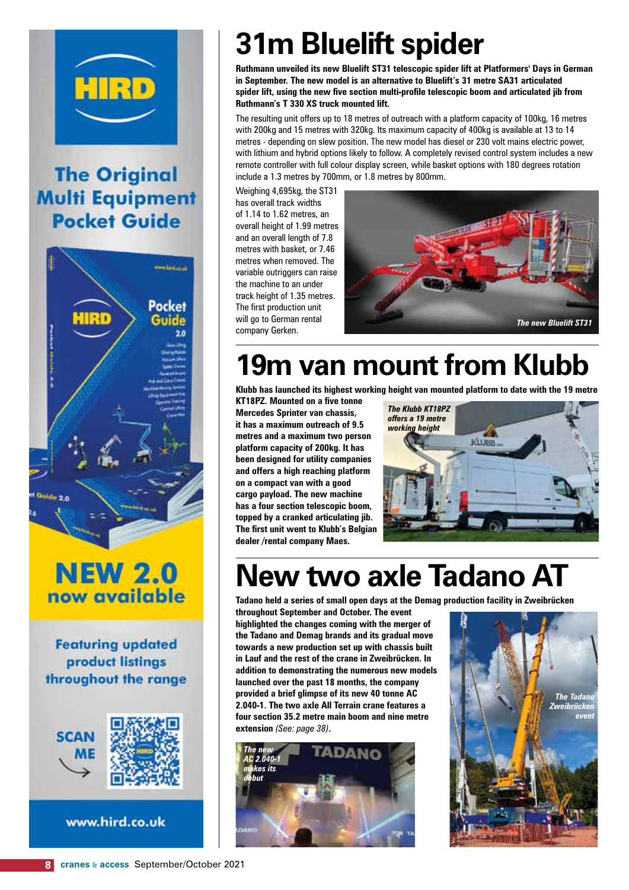HIRD

The Original Multi Equipment Pocket Guide

NEW 2.0 now available

Featuring updated product listings throughout the range

SCAN ME

www.hird.co.uk

# 31m Bluelift spider

**Ruthmann unveiled its new Bluelift ST31 telescopic spider lift at Platformers' Days in German in September. The new model is an alternative to Bluelift's 31 metre SA31 articulated spider lift, using the new five section multi-profile telescopic boom and articulated jib from Ruthmann's T 330 XS truck mounted lift.**

The resulting unit offers up to 18 metres of outreach with a platform capacity of 100kg, 16 metres with 200kg and 15 metres with 320kg. Its maximum capacity of 400kg is available at 13 to 14 metres - depending on slew position. The new model has diesel or 230 volt mains electric power, with lithium and hybrid options likely to follow. A completely revised control system includes a new remote controller with full colour display screen, while basket options with 180 degrees rotation include a 1.3 metres by 700mm, or 1.8 metres by 800mm.

Weighing 4,695kg, the ST31 has overall track widths of 1.14 to 1.62 metres, an overall height of 1.99 metres and an overall length of 7.8 metres with basket, or 7.46 metres when removed. The variable outriggers can raise the machine to an under track height of 1.35 metres. The first production unit will go to German rental company Gerken.

*The new Bluelift ST31*

# 19m van mount from Klubb

**Klubb has launched its highest working height van mounted platform to date with the 19 metre KT18PZ. Mounted on a five tonne Mercedes Sprinter van chassis, it has a maximum outreach of 9.5 metres and a maximum two person platform capacity of 200kg. It has been designed for utility companies and offers a high reaching platform on a compact van with a good cargo payload. The new machine has a four section telescopic boom, topped by a cranked articulating jib. The first unit went to Klubb's Belgian dealer /rental company Maes.**

*The Klubb KT18PZ offers a 19 metre working height*

# New two axle Tadano AT

**Tadano held a series of small open days at the Demag production facility in Zweibrücken throughout September and October. The event highlighted the changes coming with the merger of the Tadano and Demag brands and its gradual move towards a new production set up with chassis built in Lauf and the rest of the crane in Zweibrücken. In addition to demonstrating the numerous new models launched over the past 18 months, the company provided a brief glimpse of its new 40 tonne AC 2.040-1. The two axle All Terrain crane features a four section 35.2 metre main boom and nine metre extension** *(See: page 38)*.

*The new AC 2.040-1 makes its debut*

*The Tadano Zweibrücken event*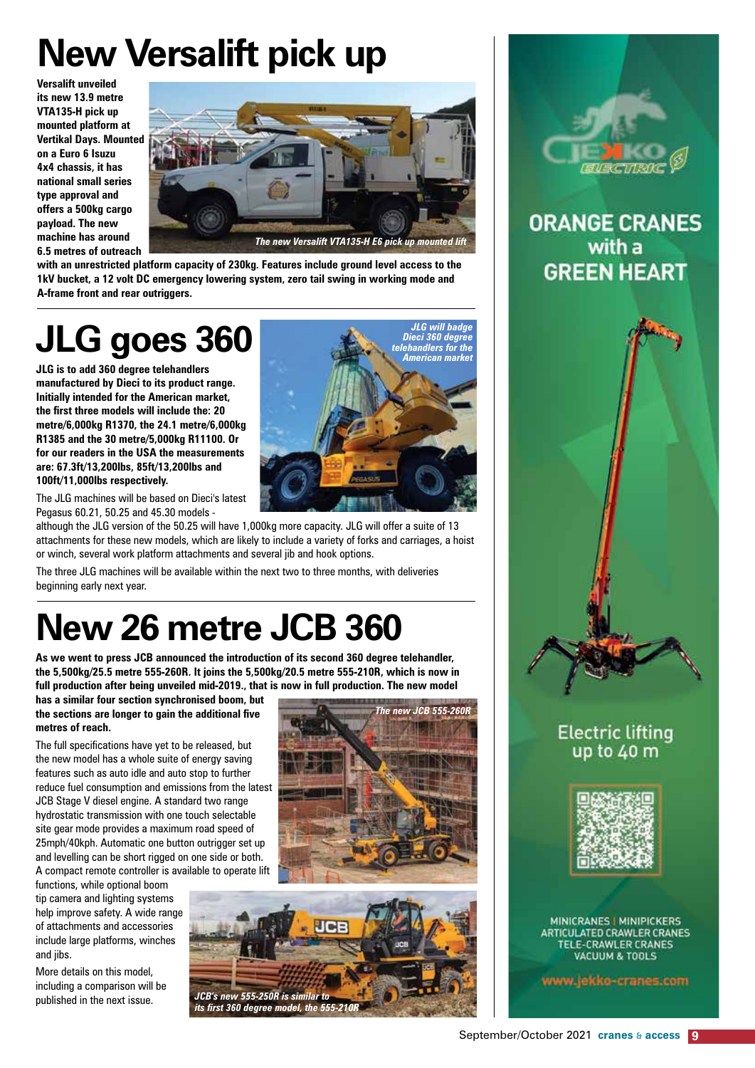# New Versalift pick up

**Versalift unveiled its new 13.9 metre VTA135-H pick up mounted platform at Vertikal Days. Mounted on a Euro 6 Isuzu 4x4 chassis, it has national small series type approval and offers a 500kg cargo payload. The new machine has around 6.5 metres of outreach with an unrestricted platform capacity of 230kg. Features include ground level access to the 1kV bucket, a 12 volt DC emergency lowering system, zero tail swing in working mode and A-frame front and rear outriggers.**

*The new Versalift VTA135-H E6 pick up mounted lift*

# JLG goes 360

**JLG is to add 360 degree telehandlers manufactured by Dieci to its product range. Initially intended for the American market, the first three models will include the: 20 metre/6,000kg R1370, the 24.1 metre/6,000kg R1385 and the 30 metre/5,000kg R11100. Or for our readers in the USA the measurements are: 67.3ft/13,200lbs, 85ft/13,200lbs and 100ft/11,000lbs respectively.**

*JLG will badge Dieci 360 degree telehandlers for the American market*

The JLG machines will be based on Dieci's latest Pegasus 60.21, 50.25 and 45.30 models - although the JLG version of the 50.25 will have 1,000kg more capacity. JLG will offer a suite of 13 attachments for these new models, which are likely to include a variety of forks and carriages, a hoist or winch, several work platform attachments and several jib and hook options.

The three JLG machines will be available within the next two to three months, with deliveries beginning early next year.

# New 26 metre JCB 360

**As we went to press JCB announced the introduction of its second 360 degree telehandler, the 5,500kg/25.5 metre 555-260R. It joins the 5,500kg/20.5 metre 555-210R, which is now in full production after being unveiled mid-2019., that is now in full production. The new model has a similar four section synchronised boom, but the sections are longer to gain the additional five metres of reach.**

*The new JCB 555-260R*

The full specifications have yet to be released, but the new model has a whole suite of energy saving features such as auto idle and auto stop to further reduce fuel consumption and emissions from the latest JCB Stage V diesel engine. A standard two range hydrostatic transmission with one touch selectable site gear mode provides a maximum road speed of 25mph/40kph. Automatic one button outrigger set up and levelling can be short rigged on one side or both. A compact remote controller is available to operate lift functions, while optional boom tip camera and lighting systems help improve safety. A wide range of attachments and accessories include large platforms, winches and jibs.

More details on this model, including a comparison will be published in the next issue.

*JCB's new 555-250R is similar to its first 360 degree model, the 555-210R*

JEKKO ELECTRIC

ORANGE CRANES with a GREEN HEART

Electric lifting up to 40 m

MINICRANES | MINIPICKERS
ARTICULATED CRAWLER CRANES
TELE-CRAWLER CRANES
VACUUM & TOOLS

www.jekko-cranes.com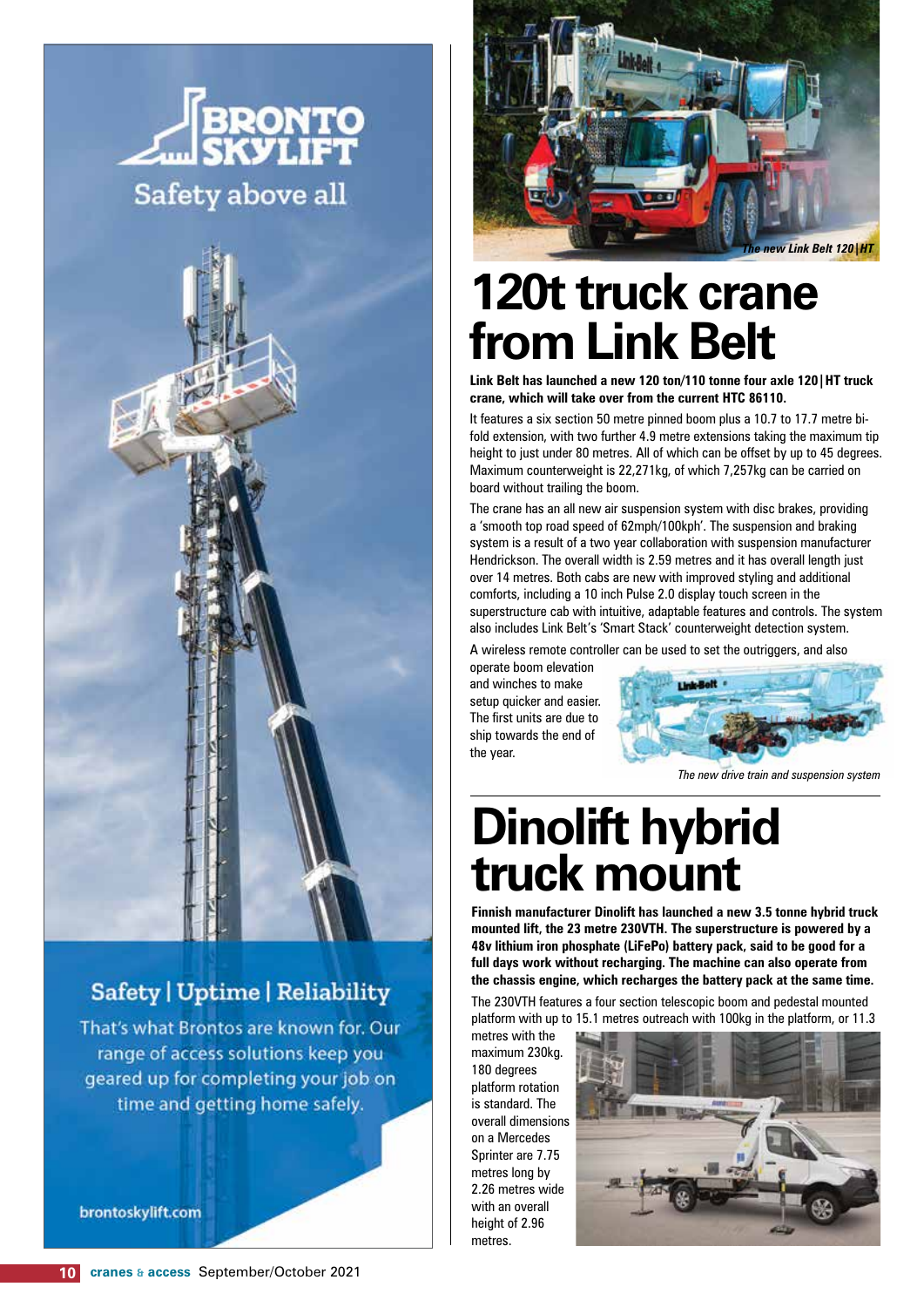BRONTO SKYLIFT

Safety above all

Safety | Uptime | Reliability

That's what Brontos are known for. Our range of access solutions keep you geared up for completing your job on time and getting home safely.

brontoskylift.com

*The new Link Belt 120|HT*

# 120t truck crane from Link Belt

**Link Belt has launched a new 120 ton/110 tonne four axle 120|HT truck crane, which will take over from the current HTC 86110.**

It features a six section 50 metre pinned boom plus a 10.7 to 17.7 metre bi-fold extension, with two further 4.9 metre extensions taking the maximum tip height to just under 80 metres. All of which can be offset by up to 45 degrees. Maximum counterweight is 22,271kg, of which 7,257kg can be carried on board without trailing the boom.

The crane has an all new air suspension system with disc brakes, providing a 'smooth top road speed of 62mph/100kph'. The suspension and braking system is a result of a two year collaboration with suspension manufacturer Hendrickson. The overall width is 2.59 metres and it has overall length just over 14 metres. Both cabs are new with improved styling and additional comforts, including a 10 inch Pulse 2.0 display touch screen in the superstructure cab with intuitive, adaptable features and controls. The system also includes Link Belt's 'Smart Stack' counterweight detection system.

A wireless remote controller can be used to set the outriggers, and also operate boom elevation and winches to make setup quicker and easier. The first units are due to ship towards the end of the year.

*The new drive train and suspension system*

# Dinolift hybrid truck mount

**Finnish manufacturer Dinolift has launched a new 3.5 tonne hybrid truck mounted lift, the 23 metre 230VTH. The superstructure is powered by a 48v lithium iron phosphate (LiFePo) battery pack, said to be good for a full days work without recharging. The machine can also operate from the chassis engine, which recharges the battery pack at the same time.**

The 230VTH features a four section telescopic boom and pedestal mounted platform with up to 15.1 metres outreach with 100kg in the platform, or 11.3 metres with the maximum 230kg. 180 degrees platform rotation is standard. The overall dimensions on a Mercedes Sprinter are 7.75 metres long by 2.26 metres wide with an overall height of 2.96 metres.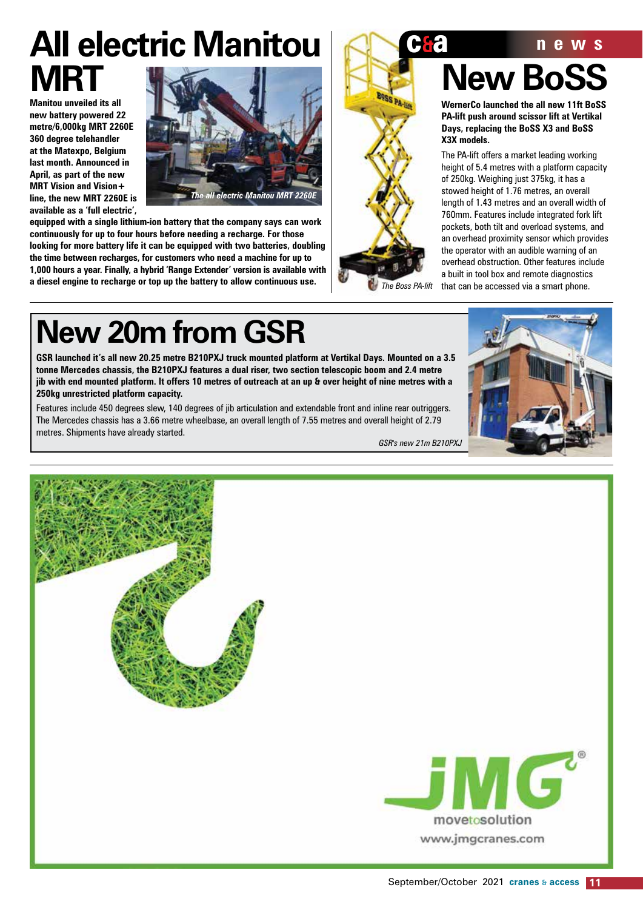# All electric Manitou MRT

**Manitou unveiled its all new battery powered 22 metre/6,000kg MRT 2260E 360 degree telehandler at the Matexpo, Belgium last month. Announced in April, as part of the new MRT Vision and Vision+ line, the new MRT 2260E is available as a 'full electric', equipped with a single lithium-ion battery that the company says can work continuously for up to four hours before needing a recharge. For those looking for more battery life it can be equipped with two batteries, doubling the time between recharges, for customers who need a machine for up to 1,000 hours a year. Finally, a hybrid 'Range Extender' version is available with a diesel engine to recharge or top up the battery to allow continuous use.**

*The all electric Manitou MRT 2260E*

# New BoSS

**WernerCo launched the all new 11ft BoSS PA-lift push around scissor lift at Vertikal Days, replacing the BoSS X3 and BoSS X3X models.**

The PA-lift offers a market leading working height of 5.4 metres with a platform capacity of 250kg. Weighing just 375kg, it has a stowed height of 1.76 metres, an overall length of 1.43 metres and an overall width of 760mm. Features include integrated fork lift pockets, both tilt and overload systems, and an overhead proximity sensor which provides the operator with an audible warning of an overhead obstruction. Other features include a built in tool box and remote diagnostics that can be accessed via a smart phone.

*The Boss PA-lift*

# New 20m from GSR

**GSR launched it's all new 20.25 metre B210PXJ truck mounted platform at Vertikal Days. Mounted on a 3.5 tonne Mercedes chassis, the B210PXJ features a dual riser, two section telescopic boom and 2.4 metre jib with end mounted platform. It offers 10 metres of outreach at an up & over height of nine metres with a 250kg unrestricted platform capacity.**

Features include 450 degrees slew, 140 degrees of jib articulation and extendable front and inline rear outriggers. The Mercedes chassis has a 3.66 metre wheelbase, an overall length of 7.55 metres and overall height of 2.79 metres. Shipments have already started.

*GSR's new 21m B210PXJ*

JMG® movetosolution www.jmgcranes.com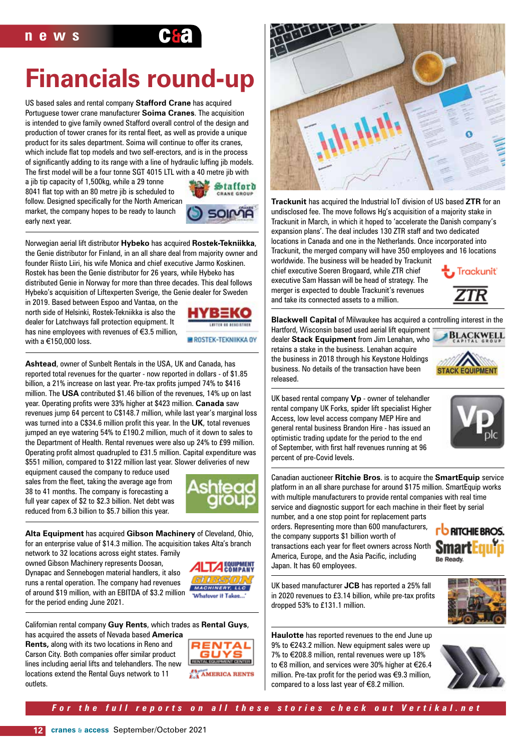# Financials round-up

US based sales and rental company **Stafford Crane** has acquired Portuguese tower crane manufacturer **Soima Cranes**. The acquisition is intended to give family owned Stafford overall control of the design and production of tower cranes for its rental fleet, as well as provide a unique product for its sales department. Soima will continue to offer its cranes, which include flat top models and two self-erectors, and is in the process of significantly adding to its range with a line of hydraulic luffing jib models. The first model will be a four tonne SGT 4015 LTL with a 40 metre jib with a jib tip capacity of 1,500kg, while a 29 tonne 8041 flat top with an 80 metre jib is scheduled to follow. Designed specifically for the North American market, the company hopes to be ready to launch early next year.

Norwegian aerial lift distributor **Hybeko** has acquired **Rostek-Tekniikka**, the Genie distributor for Finland, in an all share deal from majority owner and founder Riisto Liiri, his wife Monica and chief executive Jarmo Koskinen. Rostek has been the Genie distributor for 26 years, while Hybeko has distributed Genie in Norway for more than three decades. This deal follows Hybeko's acquisition of Liftexperten Sverige, the Genie dealer for Sweden in 2019. Based between Espoo and Vantaa, on the north side of Helsinki, Rostek-Tekniikka is also the dealer for Latchways fall protection equipment. It has nine employees with revenues of €3.5 million, with a €150,000 loss.

**Ashtead**, owner of Sunbelt Rentals in the USA, UK and Canada, has reported total revenues for the quarter - now reported in dollars - of $1.85 billion, a 21% increase on last year. Pre-tax profits jumped 74% to $416 million. The **USA** contributed $1.46 billion of the revenues, 14% up on last year. Operating profits were 33% higher at $423 million. **Canada** saw revenues jump 64 percent to C$148.7 million, while last year's marginal loss was turned into a C$34.6 million profit this year. In the **UK**, total revenues jumped an eye watering 54% to £190.2 million, much of it down to sales to the Department of Health. Rental revenues were also up 24% to £99 million. Operating profit almost quadrupled to £31.5 million. Capital expenditure was $551 million, compared to $122 million last year. Slower deliveries of new equipment caused the company to reduce used sales from the fleet, taking the average age from 38 to 41 months. The company is forecasting a full year capex of $2 to $2.3 billion. Net debt was reduced from 6.3 billion to $5.7 billion this year.

**Alta Equipment** has acquired **Gibson Machinery** of Cleveland, Ohio, for an enterprise value of $14.3 million. The acquisition takes Alta's branch network to 32 locations across eight states. Family owned Gibson Machinery represents Doosan, Dynapac and Sennebogen material handlers, it also runs a rental operation. The company had revenues of around $19 million, with an EBITDA of $3.2 million for the period ending June 2021.

Californian rental company **Guy Rents**, which trades as **Rental Guys**, has acquired the assets of Nevada based **America Rents**, along with its two locations in Reno and Carson City. Both companies offer similar product lines including aerial lifts and telehandlers. The new locations extend the Rental Guys network to 11 outlets.

**Trackunit** has acquired the Industrial IoT division of US based **ZTR** for an undisclosed fee. The move follows Hg's acquisition of a majority stake in Trackunit in March, in which it hoped to 'accelerate the Danish company's expansion plans'. The deal includes 130 ZTR staff and two dedicated locations in Canada and one in the Netherlands. Once incorporated into Trackunit, the merged company will have 350 employees and 16 locations worldwide. The business will be headed by Trackunit chief executive Soeren Brogaard, while ZTR chief executive Sam Hassan will be head of strategy. The merger is expected to double Trackunit's revenues and take its connected assets to a million.

**Blackwell Capital** of Milwaukee has acquired a controlling interest in the Hartford, Wisconsin based used aerial lift equipment dealer **Stack Equipment** from Jim Lenahan, who retains a stake in the business. Lenahan acquire the business in 2018 through his Keystone Holdings business. No details of the transaction have been released.

UK based rental company **Vp** - owner of telehandler rental company UK Forks, spider lift specialist Higher Access, low level access company MEP Hire and general rental business Brandon Hire - has issued an optimistic trading update for the period to the end of September, with first half revenues running at 96 percent of pre-Covid levels.

Canadian auctioneer **Ritchie Bros.** is to acquire the **SmartEquip** service platform in an all share purchase for around $175 million. SmartEquip works with multiple manufacturers to provide rental companies with real time service and diagnostic support for each machine in their fleet by serial number, and a one stop point for replacement parts orders. Representing more than 600 manufacturers, the company supports $1 billion worth of transactions each year for fleet owners across North America, Europe, and the Asia Pacific, including Japan. It has 60 employees.

UK based manufacturer **JCB** has reported a 25% fall in 2020 revenues to £3.14 billion, while pre-tax profits dropped 53% to £131.1 million.

**Haulotte** has reported revenues to the end June up 9% to €243.2 million. New equipment sales were up 7% to €208.8 million, rental revenues were up 18% to €8 million, and services were 30% higher at €26.4 million. Pre-tax profit for the period was €9.3 million, compared to a loss last year of €8.2 million.

*For the full reports on all these stories check out Vertikal.net*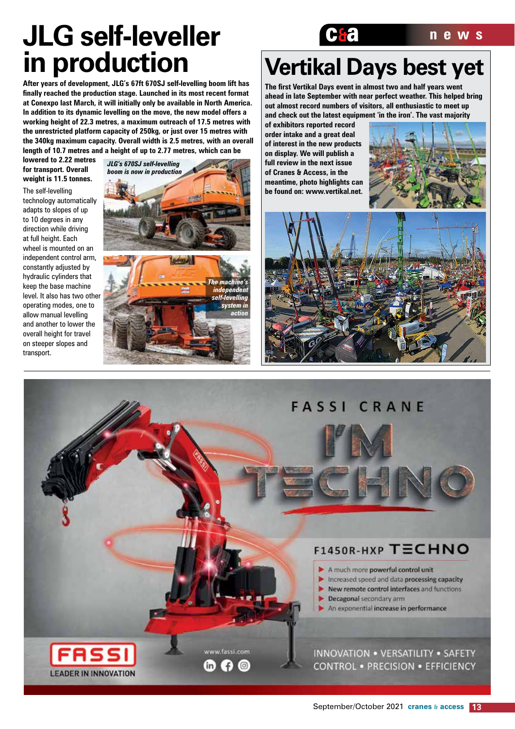# JLG self-leveller in production

**After years of development, JLG's 67ft 670SJ self-levelling boom lift has finally reached the production stage. Launched in its most recent format at Conexpo last March, it will initially only be available in North America. In addition to its dynamic levelling on the move, the new model offers a working height of 22.3 metres, a maximum outreach of 17.5 metres with the unrestricted platform capacity of 250kg, or just over 15 metres with the 340kg maximum capacity. Overall width is 2.5 metres, with an overall length of 10.7 metres and a height of up to 2.77 metres, which can be lowered to 2.22 metres for transport. Overall weight is 11.5 tonnes.**

The self-levelling technology automatically adapts to slopes of up to 10 degrees in any direction while driving at full height. Each wheel is mounted on an independent control arm, constantly adjusted by hydraulic cylinders that keep the base machine level. It also has two other operating modes, one to allow manual levelling and another to lower the overall height for travel on steeper slopes and transport.

*JLG's 670SJ self-levelling boom is now in production*

*The machine's independent self-levelling system in action*

# Vertikal Days best yet

**The first Vertikal Days event in almost two and half years went ahead in late September with near perfect weather. This helped bring out almost record numbers of visitors, all enthusiastic to meet up and check out the latest equipment 'in the iron'. The vast majority of exhibitors reported record order intake and a great deal of interest in the new products on display. We will publish a full review in the next issue of Cranes & Access, in the meantime, photo highlights can be found on: www.vertikal.net.**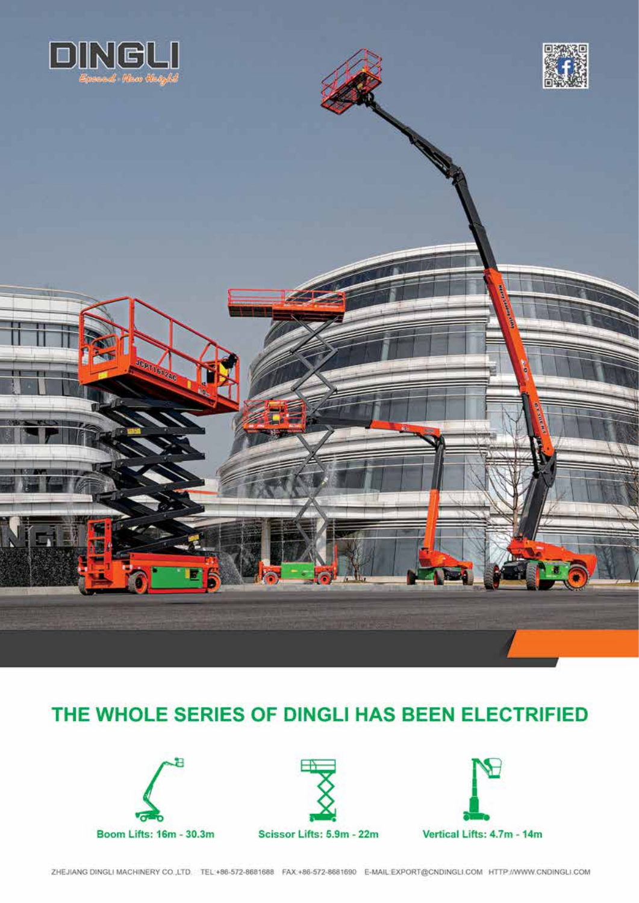DINGLI

*Exceed · New Height*

# THE WHOLE SERIES OF DINGLI HAS BEEN ELECTRIFIED

**Boom Lifts: 16m - 30.3m**

**Scissor Lifts: 5.9m - 22m**

**Vertical Lifts: 4.7m - 14m**

ZHEJIANG DINGLI MACHINERY CO.,LTD. TEL:+86-572-8681688 FAX:+86-572-8681690 E-MAIL:EXPORT@CNDINGLI.COM HTTP://WWW.CNDINGLI.COM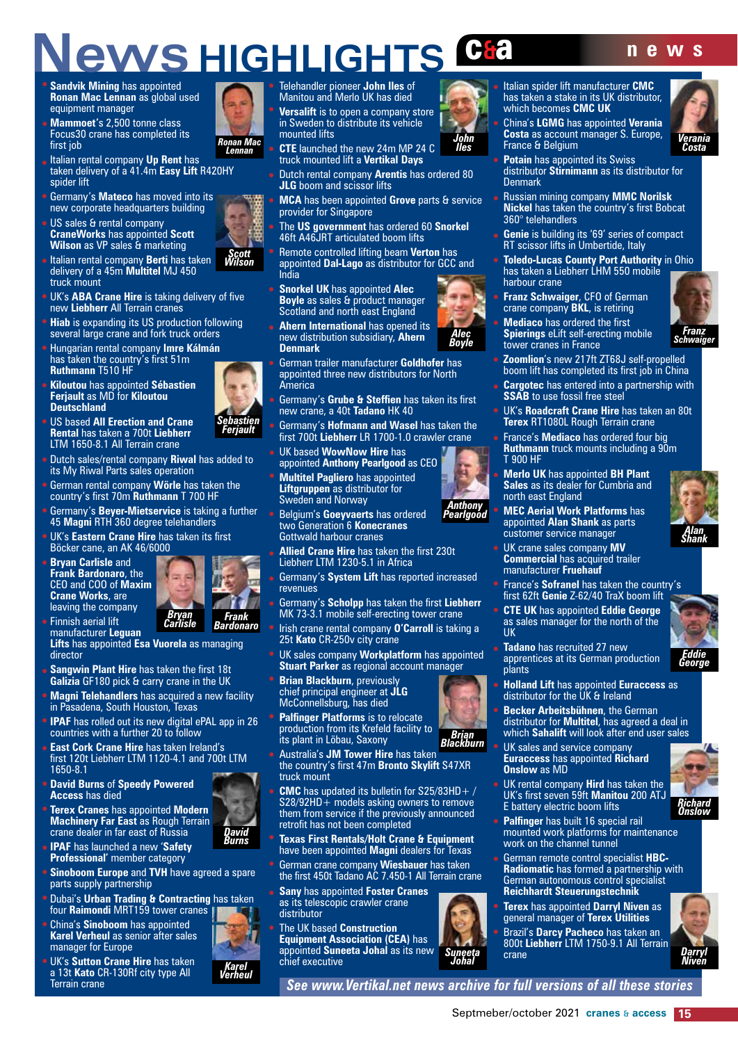# News HIGHLIGHTS

- **Sandvik Mining** has appointed **Ronan Mac Lennan** as global used equipment manager
- **Mammoet**'s 2,500 tonne class Focus30 crane has completed its first job
- Italian rental company **Up Rent** has taken delivery of a 41.4m **Easy Lift** R420HY spider lift
- Germany's **Mateco** has moved into its new corporate headquarters building
- US sales & rental company **CraneWorks** has appointed **Scott Wilson** as VP sales & marketing
- Italian rental company **Berti** has taken delivery of a 45m **Multitel** MJ 450 truck mount
- UK's **ABA Crane Hire** is taking delivery of five new **Liebherr** All Terrain cranes
- **Hiab** is expanding its US production following several large crane and fork truck orders
- Hungarian rental company **Imre Kálmán** has taken the country's first 51m **Ruthmann** T510 HF
- **Kiloutou** has appointed **Sébastien Ferjault** as MD for **Kiloutou Deutschland**
- US based **All Erection and Crane Rental** has taken a 700t **Liebherr** LTM 1650-8.1 All Terrain crane
- Dutch sales/rental company **Riwal** has added to its My Riwal Parts sales operation
- German rental company **Wörle** has taken the country's first 70m **Ruthmann** T 700 HF
- Germany's **Beyer-Mietservice** is taking a further 45 **Magni** RTH 360 degree telehandlers
- UK's **Eastern Crane Hire** has taken its first Böcker cane, an AK 46/6000
- **Bryan Carlisle** and **Frank Bardonaro**, the CEO and COO of **Maxim Crane Works**, are leaving the company
- Finnish aerial lift manufacturer **Leguan Lifts** has appointed **Esa Vuorela** as managing director
- **Sangwin Plant Hire** has taken the first 18t **Galizia** GF180 pick & carry crane in the UK
- **Magni Telehandlers** has acquired a new facility in Pasadena, South Houston, Texas
- **IPAF** has rolled out its new digital ePAL app in 26 countries with a further 20 to follow
- **East Cork Crane Hire** has taken Ireland's first 120t Liebherr LTM 1120-4.1 and 700t LTM 1650-8.1
- **David Burns** of **Speedy Powered Access** has died
- **Terex Cranes** has appointed **Modern Machinery Far East** as Rough Terrain crane dealer in far east of Russia
- **IPAF** has launched a new **'Safety Professional'** member category
- **Sinoboom Europe** and **TVH** have agreed a spare parts supply partnership
- Dubai's **Urban Trading & Contracting** has taken four **Raimondi** MRT159 tower cranes
- China's **Sinoboom** has appointed **Karel Verheul** as senior after sales manager for Europe
- UK's **Sutton Crane Hire** has taken a 13t **Kato** CR-130Rf city type All Terrain crane

Ronan Mac Lennan

Scott Wilson

Sebastien Ferjault

Bryan Carlisle

Frank Bardonaro

David Burns

Karel Verheul

- Telehandler pioneer **John Iles** of Manitou and Merlo UK has died
- **Versalift** is to open a company store in Sweden to distribute its vehicle mounted lifts
- **CTE** launched the new 24m MP 24 C truck mounted lift a **Vertikal Days**
- Dutch rental company **Arentis** has ordered 80 **JLG** boom and scissor lifts
- **MCA** has been appointed **Grove** parts & service provider for Singapore
- The **US government** has ordered 60 **Snorkel** 46ft A46JRT articulated boom lifts
- Remote controlled lifting beam **Verton** has appointed **Dal-Lago** as distributor for GCC and India
- **Snorkel UK** has appointed **Alec Boyle** as sales & product manager Scotland and north east England
- **Ahern International** has opened its new distribution subsidiary, **Ahern Denmark**
- German trailer manufacturer **Goldhofer** has appointed three new distributors for North America
- Germany's **Grube & Steffien** has taken its first new crane, a 40t **Tadano** HK 40
- Germany's **Hofmann and Wasel** has taken the first 700t **Liebherr** LR 1700-1.0 crawler crane
- UK based **WowNow Hire** has appointed **Anthony Pearlgood** as CEO
- **Multitel Pagliero** has appointed **Liftgruppen** as distributor for Sweden and Norway
- Belgium's **Goeyvaerts** has ordered two Generation 6 **Konecranes** Gottwald harbour cranes
- **Allied Crane Hire** has taken the first 230t Liebherr LTM 1230-5.1 in Africa
- Germany's **System Lift** has reported increased revenues
- Germany's **Scholpp** has taken the first **Liebherr** MK 73-3.1 mobile self-erecting tower crane
- Irish crane rental company **O'Carroll** is taking a 25t **Kato** CR-250v city crane
- UK sales company **Workplatform** has appointed **Stuart Parker** as regional account manager
- **Brian Blackburn**, previously chief principal engineer at **JLG** McConnellsburg, has died
- **Palfinger Platforms** is to relocate production from its Krefeld facility to its plant in Löbau, Saxony
- Australia's **JM Tower Hire** has taken the country's first 47m **Bronto Skylift** S47XR truck mount
- **CMC** has updated its bulletin for S25/83HD+ / S28/92HD+ models asking owners to remove them from service if the previously announced retrofit has not been completed
- **Texas First Rentals/Holt Crane & Equipment** have been appointed **Magni** dealers for Texas
- German crane company **Wiesbauer** has taken the first 450t **Tadano** AC 7.450-1 All Terrain crane
- **Sany** has appointed **Foster Cranes** as its telescopic crawler crane distributor
- The UK based **Construction Equipment Association** (**CEA**) has appointed **Suneeta Johal** as its new chief executive

John Iles

Alec Boyle

Anthony Pearlgood

Brian Blackburn

Suneeta Johal

- Italian spider lift manufacturer **CMC** has taken a stake in its UK distributor, which becomes **CMC UK**
- China's **LGMG** has appointed **Verania Costa** as account manager S. Europe, France & Belgium
- **Potain** has appointed its Swiss distributor **Stirnimann** as its distributor for Denmark
- Russian mining company **MMC Norilsk Nickel** has taken the country's first **Bobcat** 360° telehandlers
- **Genie** is building its '69' series of compact RT scissor lifts in Umbertide, Italy
- **Toledo-Lucas County Port Authority** in Ohio has taken a Liebherr **LHM 550** mobile harbour crane
- **Franz Schwaiger**, CFO of German crane company **BKL**, is retiring
- **Mediaco** has ordered the first **Spierings** eLift self-erecting mobile tower cranes in France
- **Zoomlion**'s new 217ft ZT68J self-propelled boom lift has completed its first job in China
- **Cargotec** has entered into a partnership with **SSAB** to use fossil free steel
- UK's **Roadcraft Crane Hire** has taken an 80t **Terex** RT1080L Rough Terrain crane
- France's **Mediaco** has ordered four big **Ruthmann** truck mounts including a 90m T 900 HF
- **Merlo UK** has appointed **BH Plant Sales** as its dealer for Cumbria and north east England
- **MEC Aerial Work Platforms** has appointed **Alan Shank** as parts customer service manager
- UK crane sales company **MV Commercial** has acquired trailer manufacturer **Fruehauf**
- France's **Sofranel** has taken the country's first 62ft **Genie** Z-62/40 TraX boom lift
- **CTE UK** has appointed **Eddie George** as sales manager for the north of the UK
- **Tadano** has recruited 27 new apprentices at its German production plants
- **Holland Lift** has appointed **Euraccess** as distributor for the UK & Ireland
- **Becker Arbeitsbühnen**, the German distributor for **Multitel**, has agreed a deal in which **Sahalift** will look after end user sales
- UK sales and service company **Euraccess** has appointed **Richard Onslow** as MD
- UK rental company **Hird** has taken the UK's first seven 59ft **Manitou** 200 ATJ E battery electric boom lifts
- **Palfinger** has built 16 special rail mounted work platforms for maintenance work on the channel tunnel
- German remote control specialist **HBC-Radiomatic** has formed a partnership with German autonomous control specialist **Reichhardt Steuerungstechnik**
- **Terex** has appointed **Darryl Niven** as general manager of **Terex Utilities**
- Brazil's **Darcy Pacheco** has taken an 800t **Liebherr** LTM 1750-9.1 All Terrain crane

Verania Costa

Franz Schwaiger

Alan Shank

Eddie George

Richard Onslow

Darryl Niven

*See www.Vertikal.net news archive for full versions of all these stories*